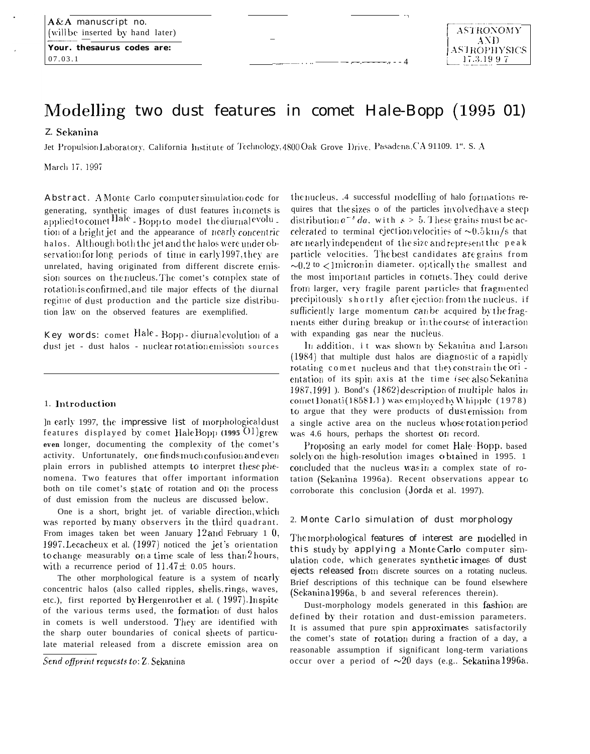A&A manuscript no.
(will be inserted by hand later)

**Your. thesaurus codes are:**
07.03.1

ASTRONOMY AND ASTROPHYSICS 17.3.1997

# Modelling two dust features in comet Hale-Bopp (1995 O1)

Z. Sekanina

Jet Propulsion Laboratory, California Institute of Technology, 4800 Oak Grove Drive, Pasadena, CA 91109. U. S. A

March 17, 1997

**Abstract.** A Monte Carlo computer simulation code for generating, synthetic images of dust features in comets is applied to comet Hale - Bopp to model the diurnal evolution of a bright jet and the appearance of nearly concentric halos. Although both the jet and the halos were under observation for long periods of time in early 1997, they are unrelated, having originated from different discrete emission sources on the nucleus. The comet's complex state of rotation is confirmed, and the major effects of the diurnal regime of dust production and the particle size distribution law on the observed features are exemplified.

**Key words:** comet Hale - Bopp - diurnal evolution of a dust jet - dust halos - nuclear rotation emission sources

## 1. Introduction

In early 1997, the impressive list of morphological dust features displayed by comet Hale Bopp (1995 O1) grew even longer, documenting the complexity of the comet's activity. Unfortunately, one finds much confusion and even plain errors in published attempts to interpret these phenomena. Two features that offer important information both on the comet's state of rotation and on the process of dust emission from the nucleus are discussed below.

One is a short, bright jet. of variable direction, which was reported by many observers in the third quadrant. From images taken between January 12 and February 10, 1997, Lecacheux et al. (1997) noticed the jet's orientation to change measurably on a time scale of less than 2 hours, with a recurrence period of $11.47 \pm 0.05$ hours.

The other morphological feature is a system of nearly concentric halos (also called ripples, shells, rings, waves, etc.), first reported by Hergenrother et al. (1997). In spite of the various terms used, the formation of dust halos in comets is well understood. They are identified with the sharp outer boundaries of conical sheets of particulate material released from a discrete emission area on the nucleus. A successful modelling of halo formations requires that the sizes a of the particles involved have a steep distribution $a^{-s}\,da$, with $s > 5$. These grains must be accelerated to terminal ejection velocities of ~0.5 km/s that are nearly independent of the size and represent the peak particle velocities. The best candidates are grains from ~0.2 to <1 micron in diameter. optically the smallest and the most important particles in comets. They could derive from larger, very fragile parent particles that fragmented precipitously shortly after ejection from the nucleus. if sufficiently large momentum can be acquired by the fragments either during breakup or in the course of interaction with expanding gas near the nucleus.

In addition, it was shown by Sekanina and Larson (1984) that multiple dust halos are diagnostic of a rapidly rotating comet nucleus and that they constrain the orientation of its spin axis at the time (see also Sekanina 1987, 1991). Bond's (1862) description of multiple halos in comet Donati (1858 L1) was employed by Whipple (1978) to argue that they were products of dust emission from a single active area on the nucleus whose rotation period was 4.6 hours, perhaps the shortest on record.

Proposing an early model for comet Hale-Bopp, based solely on the high-resolution images obtained in 1995. I concluded that the nucleus was in a complex state of rotation (Sekanina 1996a). Recent observations appear to corroborate this conclusion (Jorda et al. 1997).

## 2. Monte Carlo simulation of dust morphology

The morphological features of interest are modelled in this study by applying a Monte Carlo computer simulation code, which generates synthetic images of dust ejects released from discrete sources on a rotating nucleus. Brief descriptions of this technique can be found elsewhere (Sekanina 1996a, b and several references therein).

Dust-morphology models generated in this fashion are defined by their rotation and dust-emission parameters. It is assumed that pure spin approximates satisfactorily the comet's state of rotation during a fraction of a day, a reasonable assumption if significant long-term variations occur over a period of ~20 days (e.g.. Sekanina 1996a,

*Send offprint requests to*: Z. Sekanina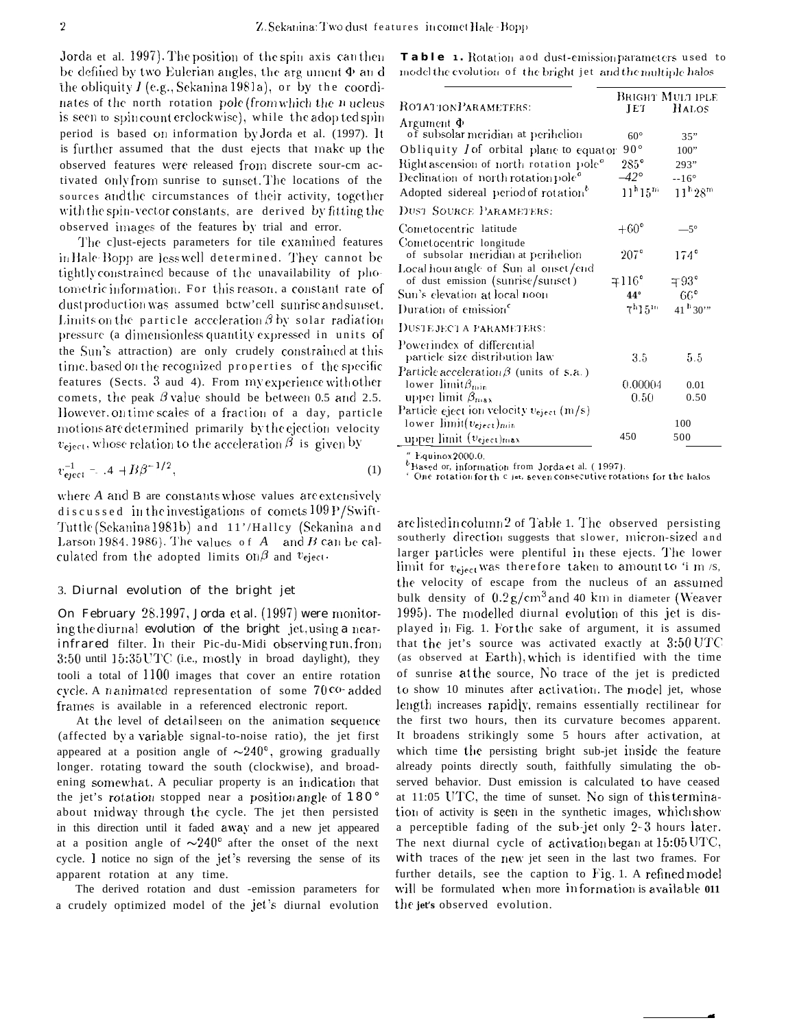Jorda et al. 1997). The position of the spin axis can then be defined by two Eulerian angles, the argument $\Phi$ and the obliquity $I$ (e.g., Sekanina 1981a), or by the coordinates of the north rotation pole (from which the nucleus is seen to spin counterclockwise), while the adopted spin period is based on information by Jorda et al. (1997). It is further assumed that the dust ejects that make up the observed features were released from discrete sources activated only from sunrise to sunset. The locations of the sources and the circumstances of their activity, together with the spin-vector constants, are derived by fitting the observed images of the features by trial and error.

The dust-ejects parameters for the examined features in Hale-Bopp are less well determined. They cannot be tightly constrained because of the unavailability of photometric information. For this reason, a constant rate of dust production was assumed between sunrise and sunset. Limits on the particle acceleration $\beta$ by solar radiation pressure (a dimensionless quantity expressed in units of the Sun's attraction) are only crudely constrained at this time, based on the recognized properties of the specific features (Sects. 3 and 4). From my experience with other comets, the peak $\beta$ value should be between 0.5 and 2.5. However, on time scales of a fraction of a day, particle motions are determined primarily by the ejection velocity $v_{eject}$, whose relation to the acceleration $\beta$ is given by

$$v_{eject}^{-1} = A + B\beta^{-1/2}, \tag{1}$$

where $A$ and $B$ are constants whose values are extensively discussed in the investigations of comets 109P/Swift-Tuttle (Sekanina 1981b) and 1P/Halley (Sekanina and Larson 1984, 1986). The values of $A$ and $B$ can be calculated from the adopted limits on $\beta$ and $v_{eject}$.

## 3. Diurnal evolution of the bright jet

On February 28, 1997, Jorda et al. (1997) were monitoring the diurnal evolution of the bright jet, using a near-infrared filter. In their Pic-du-Midi observing run, from 3:50 until 15:35 UTC (i.e., mostly in broad daylight), they took a total of 1100 images that cover an entire rotation cycle. An animated representation of some 70 co-added frames is available in a referenced electronic report.

At the level of detail seen on the animation sequence (affected by a variable signal-to-noise ratio), the jet first appeared at a position angle of $\sim 240^\circ$, growing gradually longer, rotating toward the south (clockwise), and broadening somewhat. A peculiar property is an indication that the jet's rotation stopped near a position angle of $180^\circ$ about midway through the cycle. The jet then persisted in this direction until it faded away and a new jet appeared at a position angle of $\sim 240^\circ$ after the onset of the next cycle. I notice no sign of the jet's reversing the sense of its apparent rotation at any time.

The derived rotation and dust-emission parameters for a crudely optimized model of the jet's diurnal evolution are listed in column 2 of Table 1. The observed persisting southerly direction suggests that slower, micron-sized and larger particles were plentiful in these ejects. The lower limit for $v_{eject}$ was therefore taken to amount to 'i m/s, the velocity of escape from the nucleus of an assumed bulk density of $0.2\,g/cm^3$ and 40 km in diameter (Weaver 1995). The modelled diurnal evolution of this jet is displayed in Fig. 1. For the sake of argument, it is assumed that the jet's source was activated exactly at 3:50 UTC (as observed at Earth), which is identified with the time of sunrise at the source. No trace of the jet is predicted to show 10 minutes after activation. The model jet, whose length increases rapidly, remains essentially rectilinear for the first two hours, then its curvature becomes apparent. It broadens strikingly some 5 hours after activation, at which time the persisting bright sub-jet inside the feature already points directly south, faithfully simulating the observed behavior. Dust emission is calculated to have ceased at 11:05 UTC, the time of sunset. No sign of this termination of activity is seen in the synthetic images, which show a perceptible fading of the sub-jet only 2–3 hours later. The next diurnal cycle of activation began at 15:05 UTC, with traces of the new jet seen in the last two frames. For further details, see the caption to Fig. 1. A refined model will be formulated when more information is available on the jet's observed evolution.

**Table 1.** Rotation and dust-emission parameters used to model the evolution of the bright jet and the multiple halos

| | Bright Jet | Multiple Halos |
|---|---|---|
| **Rotation Parameters:** | | |
| Argument $\Phi$ of subsolar meridian at perihelion | 60° | 35° |
| Obliquity $I$ of orbital plane to equator | 90° | 100° |
| Right ascension of north rotation pole[a] | 285° | 293° |
| Declination of north rotation pole[a] | −42° | −16° |
| Adopted sidereal period of rotation[b] | $11^h15^m$ | $11^h28^m$ |
| **Dust Source Parameters:** | | |
| Cometocentric latitude | +60° | −5° |
| Cometocentric longitude of subsolar meridian at perihelion | 207° | 174° |
| Local hour angle of Sun at onset/end of dust emission (sunrise/sunset) | ∓116° | ∓93° |
| Sun's elevation at local noon | 44° | 66° |
| Duration of emission[c] | $7^h15^m$ | $41^h30^m$ |
| **Dust Ejecta Parameters:** | | |
| Power index of differential particle size distribution law | 3.5 | 5.5 |
| Particle acceleration $\beta$ (units of s.a.) | | |
| lower limit $\beta_{min}$ | 0.00004 | 0.01 |
| upper limit $\beta_{max}$ | 0.50 | 0.50 |
| Particle ejection velocity $v_{eject}$ (m/s) | | |
| lower limit $(v_{eject})_{min}$ | | 100 |
| upper limit $(v_{eject})_{max}$ | 450 | 500 |

[a] Equinox 2000.0.
[b] Based on information from Jorda et al. (1997).
[c] One rotation for the jet, seven consecutive rotations for the halos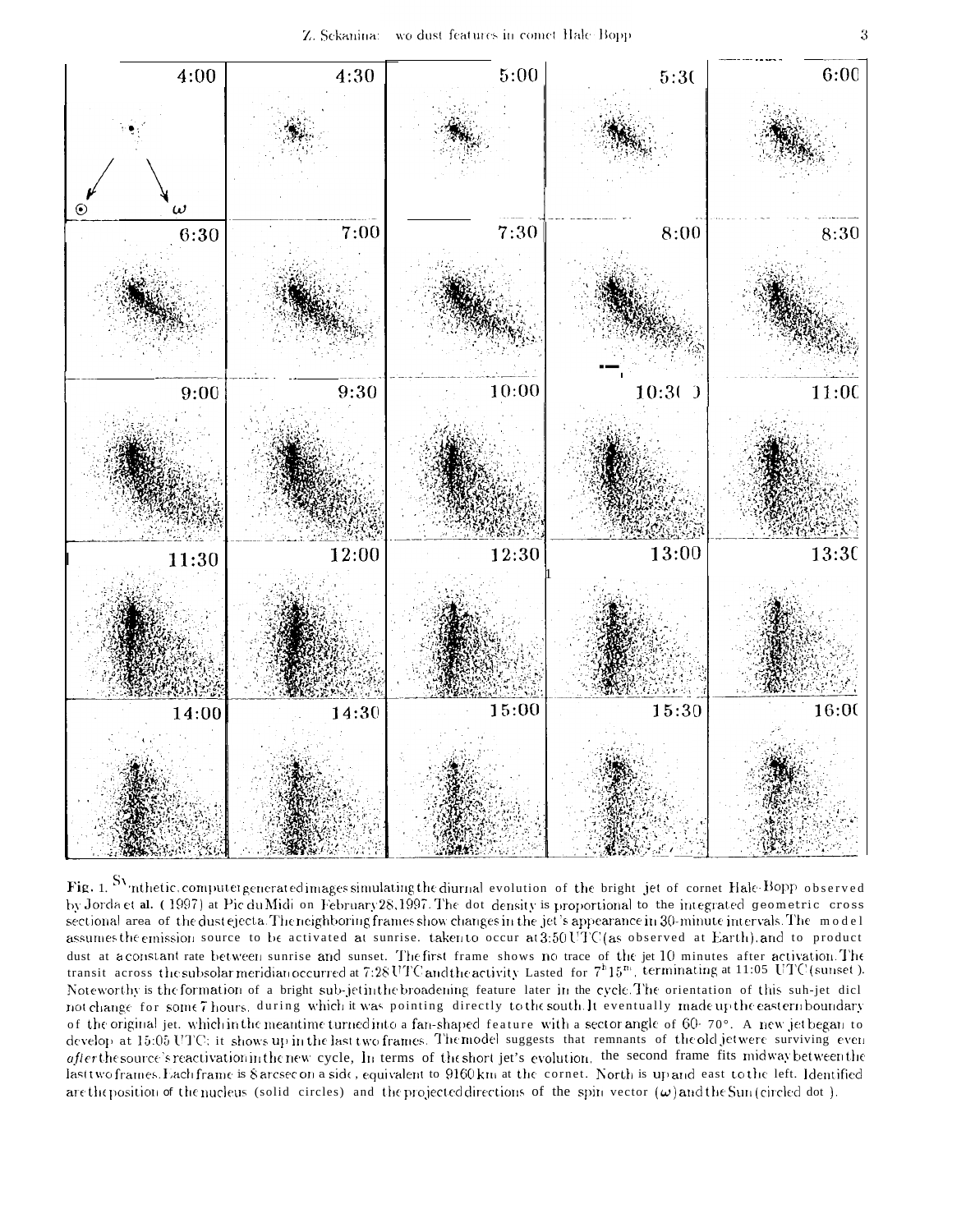Fig. 1. Synthetic computer generated images simulating the diurnal evolution of the bright jet of comet Hale-Bopp observed by Jorda et al. (1997) at Pic du Midi on February 28, 1997. The dot density is proportional to the integrated geometric cross sectional area of the dust ejecta. The neighboring frames show changes in the jet's appearance in 30-minute intervals. The model assumes the emission source to be activated at sunrise, taken to occur at 3:50 UTC (as observed at Earth), and to product dust at a constant rate between sunrise and sunset. The first frame shows no trace of the jet 10 minutes after activation. The transit across the subsolar meridian occurred at 7:28 UTC and the activity Lasted for $7^h15^m$, terminating at 11:05 UTC (sunset). Noteworthy is the formation of a bright sub-jet in the broadening feature later in the cycle. The orientation of this sub-jet did not change for some 7 hours, during which it was pointing directly to the south. It eventually made up the eastern boundary of the original jet, which in the meantime turned into a fan-shaped feature with a sector angle of 60–70°. A new jet began to develop at 15:05 UTC; it shows up in the last two frames. The model suggests that remnants of the old jet were surviving even *after* the source's reactivation in the new cycle. In terms of the short jet's evolution, the second frame fits midway between the last two frames. Each frame is 8 arcsec on a side, equivalent to 9160 km at the comet. North is up and east to the left. Identified are the position of the nucleus (solid circles) and the projected directions of the spin vector ($\omega$) and the Sun (circled dot).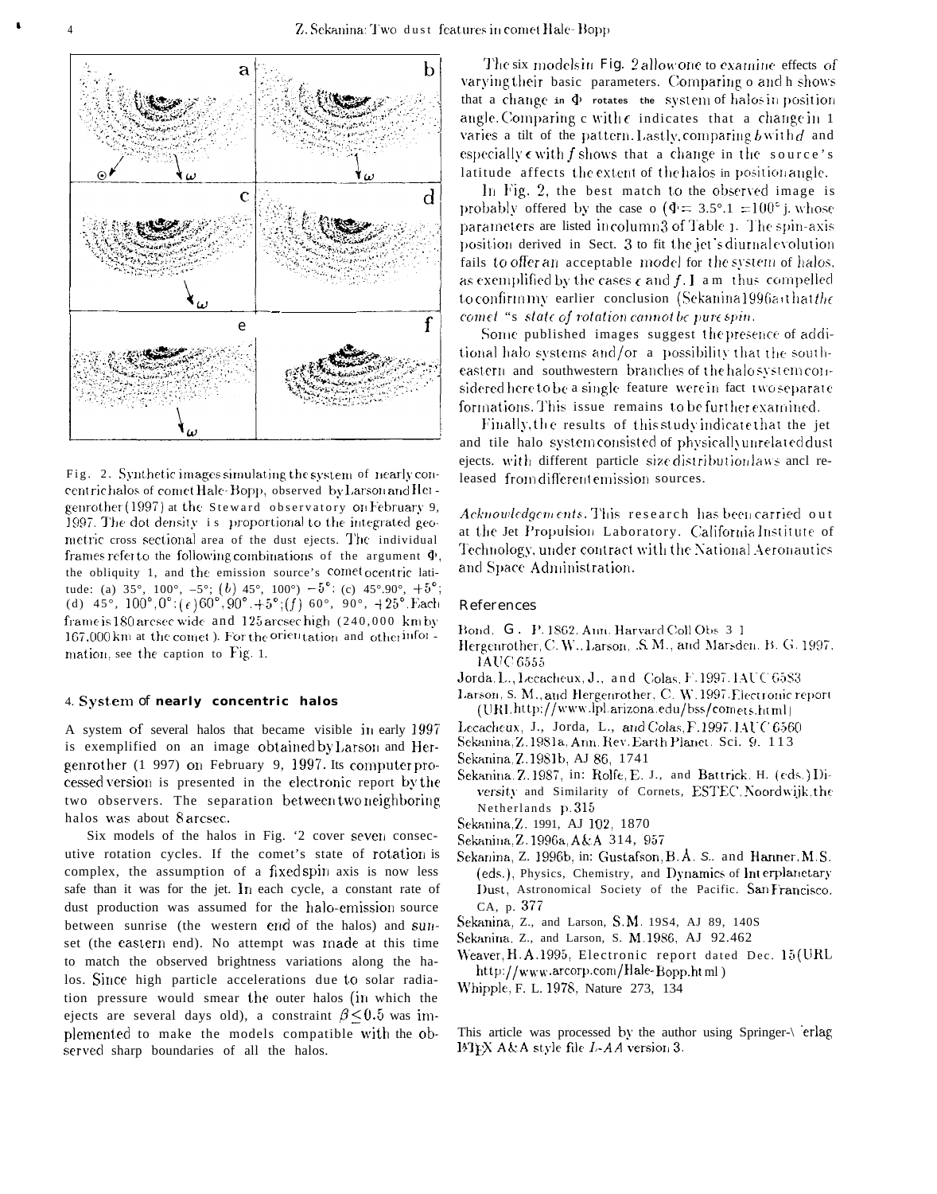a

b

c

d

e

f

ω

Fig. 2. Synthetic images simulating the system of nearly concentric halos of comet Hale-Bopp, observed by Larson and Hergenrother (1997) at the Steward observatory on February 9, 1997. The dot density is proportional to the integrated geometric cross sectional area of the dust ejects. The individual frames refer to the following combinations of the argument Φ, the obliquity I, and the emission source's cometocentric latitude: (a) 35°, 100°, −5°; (b) 45°, 100°, −5°; (c) 45°, 90°, +5°; (d) 45°, 100°, 0°; (e) 60°, 90°, +5°; (f) 60°, 90°, +25°. Each frame is 180 arcsec wide and 125 arcsec high (240,000 km by 167,000 km at the comet). For the orientation and other information, see the caption to Fig. 1.

## 4. System of nearly concentric halos

A system of several halos that became visible in early 1997 is exemplified on an image obtained by Larson and Hergenrother (1997) on February 9, 1997. Its computer processed version is presented in the electronic report by the two observers. The separation between two neighboring halos was about 8 arcsec.

Six models of the halos in Fig. 2 cover seven consecutive rotation cycles. If the comet's state of rotation is complex, the assumption of a fixed spin axis is now less safe than it was for the jet. In each cycle, a constant rate of dust production was assumed for the halo-emission source between sunrise (the western end of the halos) and sunset (the eastern end). No attempt was made at this time to match the observed brightness variations along the halos. Since high particle accelerations due to solar radiation pressure would smear the outer halos (in which the ejects are several days old), a constraint $\beta \leq 0.5$ was implemented to make the models compatible with the observed sharp boundaries of all the halos.

The six models in Fig. 2 allow one to examine effects of varying their basic parameters. Comparing a and b shows that a change in Φ rotates the system of halos in position angle. Comparing c with e indicates that a change in I varies a tilt of the pattern. Lastly, comparing b with d and especially e with f shows that a change in the source's latitude affects the extent of the halos in position angle.

In Fig. 2, the best match to the observed image is probably offered by the case a (Φ = 35°, I = 100°), whose parameters are listed in column 3 of Table 1. The spin-axis position derived in Sect. 3 to fit the jet's diurnal evolution fails to offer an acceptable model for the system of halos, as exemplified by the cases e and f. I am thus compelled to confirm my earlier conclusion (Sekanina 1996a) that *the comet's state of rotation cannot be pure spin.*

Some published images suggest the presence of additional halo systems and/or a possibility that the southeastern and southwestern branches of the halo system considered here to be a single feature were in fact two separate formations. This issue remains to be further examined.

Finally, the results of this study indicate that the jet and the halo system consisted of physically unrelated dust ejects, with different particle size distribution laws and released from different emission sources.

*Acknowledgements.* This research has been carried out at the Jet Propulsion Laboratory, California Institute of Technology, under contract with the National Aeronautics and Space Administration.

## References

Bond, G. P. 1862, Ann. Harvard Coll Obs 3 1
Hergenrother, C. W., Larson, S. M., and Marsden, B. G. 1997, IAUC 6555
Jorda, L., Lecacheux, J., and Colas, F. 1997, IAUC 6583
Larson, S. M., and Hergenrother, C. W. 1997, Electronic report (URL http://www.lpl.arizona.edu/bss/comets.html)
Lecacheux, J., Jorda, L., and Colas, F. 1997, IAUC 6560
Sekanina, Z. 1981a, Ann. Rev. Earth Planet. Sci. 9, 113
Sekanina, Z. 1981b, AJ 86, 1741
Sekanina, Z. 1987, in: Rolfe, E. J., and Battrick, H. (eds.) Diversity and Similarity of Comets, ESTEC, Noordwijk, the Netherlands p. 315
Sekanina, Z. 1991, AJ 102, 1870
Sekanina, Z. 1996a, A&A 314, 957
Sekanina, Z. 1996b, in: Gustafson, B. Å. S., and Hanner, M. S. (eds.), Physics, Chemistry, and Dynamics of Interplanetary Dust, Astronomical Society of the Pacific, San Francisco, CA, p. 377
Sekanina, Z., and Larson, S. M. 1984, AJ 89, 1408
Sekanina, Z., and Larson, S. M. 1986, AJ 92, 462
Weaver, H. A. 1995, Electronic report dated Dec. 15 (URL http://www.arcorp.com/Hale-Bopp.html)
Whipple, F. L. 1978, Nature 273, 134

This article was processed by the author using Springer-Verlag LaTeX A&A style file *L-AA* version 3.